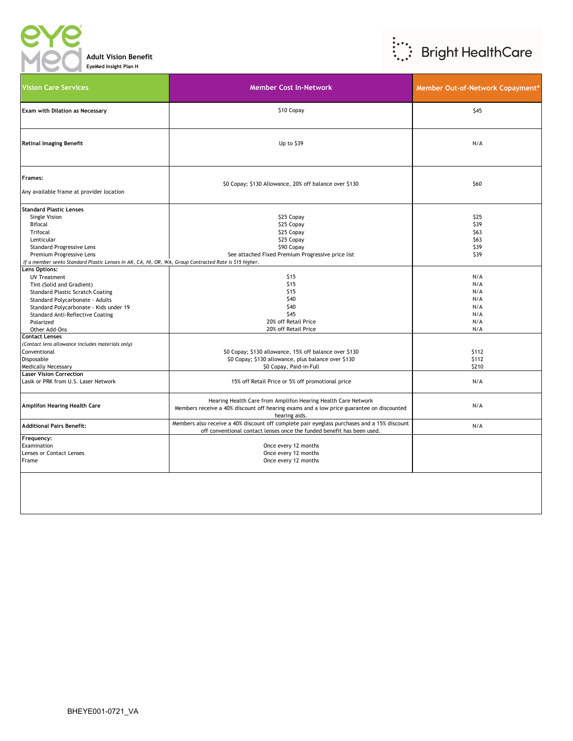# Adult Vision Benefit

**EyeMed Insight Plan H**

Bright HealthCare

| Vision Care Services | Member Cost In-Network | Member Out-of-Network Copayment* |
|---|---|---|
| **Exam with Dilation as Necessary** | $10 Copay | $45 |
| **Retinal Imaging Benefit** | Up to $39 | N/A |
| **Frames:**<br>Any available frame at provider location | $0 Copay; $130 Allowance, 20% off balance over $130 | $60 |
| **Standard Plastic Lenses** | | |
| Single Vision | $25 Copay | $25 |
| Bifocal | $25 Copay | $39 |
| Trifocal | $25 Copay | $63 |
| Lenticular | $25 Copay | $63 |
| Standard Progressive Lens | $90 Copay | $39 |
| Premium Progressive Lens | See attached Fixed Premium Progressive price list | $39 |
| *If a member seeks Standard Plastic Lenses in AK, CA, HI, OR, WA, Group Contracted Rate is $15 higher.* | | |
| **Lens Options:** | | |
| UV Treatment | $15 | N/A |
| Tint (Solid and Gradient) | $15 | N/A |
| Standard Plastic Scratch Coating | $15 | N/A |
| Standard Polycarbonate - Adults | $40 | N/A |
| Standard Polycarbonate - Kids under 19 | $40 | N/A |
| Standard Anti-Reflective Coating | $45 | N/A |
| Polarized | 20% off Retail Price | N/A |
| Other Add-Ons | 20% off Retail Price | N/A |
| **Contact Lenses**<br>*(Contact lens allowance includes materials only)* | | |
| Conventional | $0 Copay; $130 allowance, 15% off balance over $130 | $112 |
| Disposable | $0 Copay; $130 allowance, plus balance over $130 | $112 |
| Medically Necessary | $0 Copay, Paid-in-Full | $210 |
| **Laser Vision Correction**<br>Lasik or PRK from U.S. Laser Network | 15% off Retail Price or 5% off promotional price | N/A |
| **Amplifon Hearing Health Care** | Hearing Health Care from Amplifon Hearing Health Care Network<br>Members receive a 40% discount off hearing exams and a low price guarantee on discounted hearing aids. | N/A |
| **Additional Pairs Benefit:** | Members also receive a 40% discount off complete pair eyeglass purchases and a 15% discount off conventional contact lenses once the funded benefit has been used. | N/A |
| **Frequency:** | | |
| Examination | Once every 12 months | |
| Lenses or Contact Lenses | Once every 12 months | |
| Frame | Once every 12 months | |

BHEYE001-0721_VA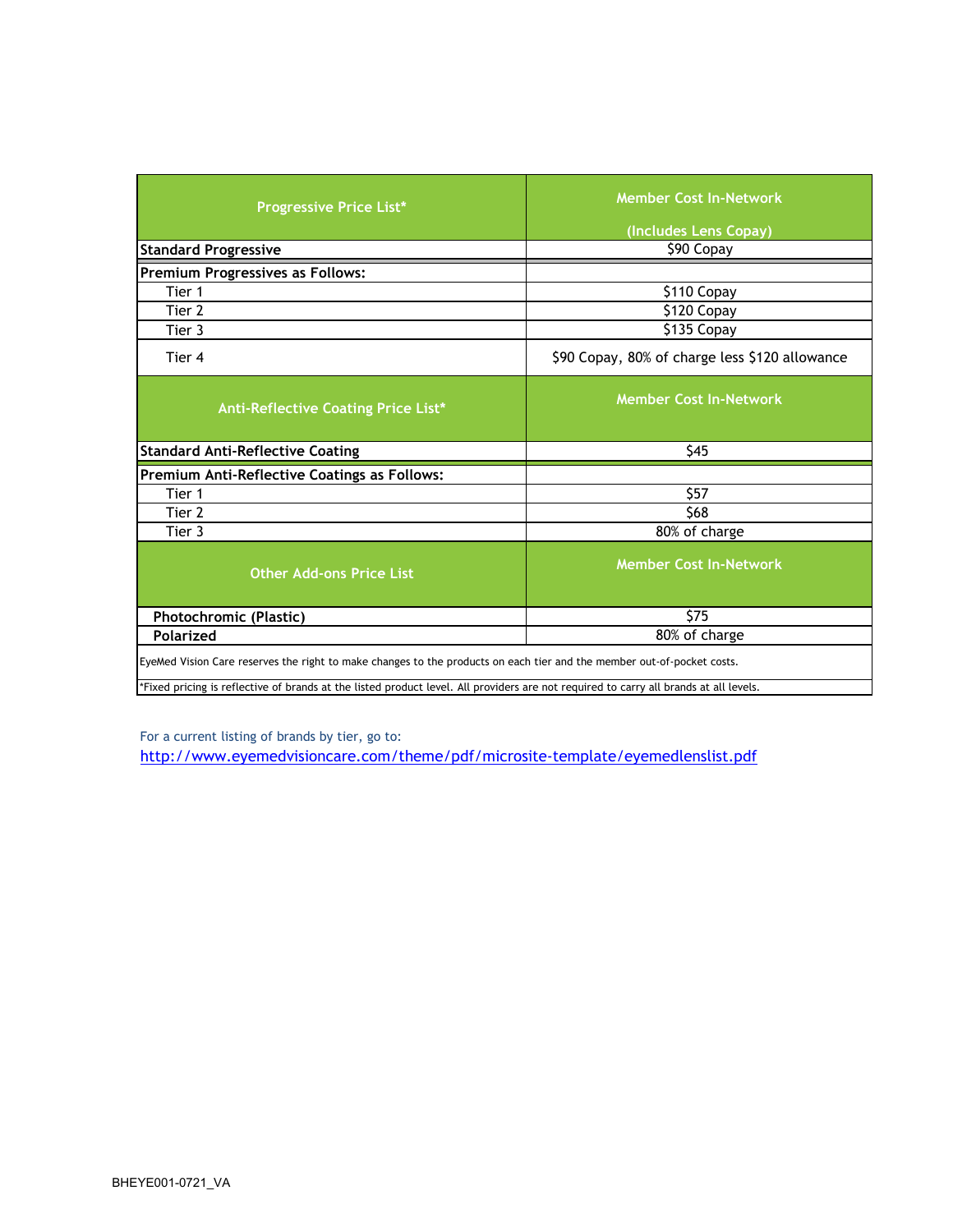| Progressive Price List* | Member Cost In-Network (Includes Lens Copay) |
|---|---|
| **Standard Progressive** | $90 Copay |
| **Premium Progressives as Follows:** | |
| Tier 1 | $110 Copay |
| Tier 2 | $120 Copay |
| Tier 3 | $135 Copay |
| Tier 4 | $90 Copay, 80% of charge less $120 allowance |
| **Anti-Reflective Coating Price List*** | **Member Cost In-Network** |
| **Standard Anti-Reflective Coating** | $45 |
| **Premium Anti-Reflective Coatings as Follows:** | |
| Tier 1 | $57 |
| Tier 2 | $68 |
| Tier 3 | 80% of charge |
| **Other Add-ons Price List** | **Member Cost In-Network** |
| **Photochromic (Plastic)** | $75 |
| **Polarized** | 80% of charge |

EyeMed Vision Care reserves the right to make changes to the products on each tier and the member out-of-pocket costs.

*Fixed pricing is reflective of brands at the listed product level. All providers are not required to carry all brands at all levels.

For a current listing of brands by tier, go to:
http://www.eyemedvisioncare.com/theme/pdf/microsite-template/eyemedlenslist.pdf

BHEYE001-0721_VA